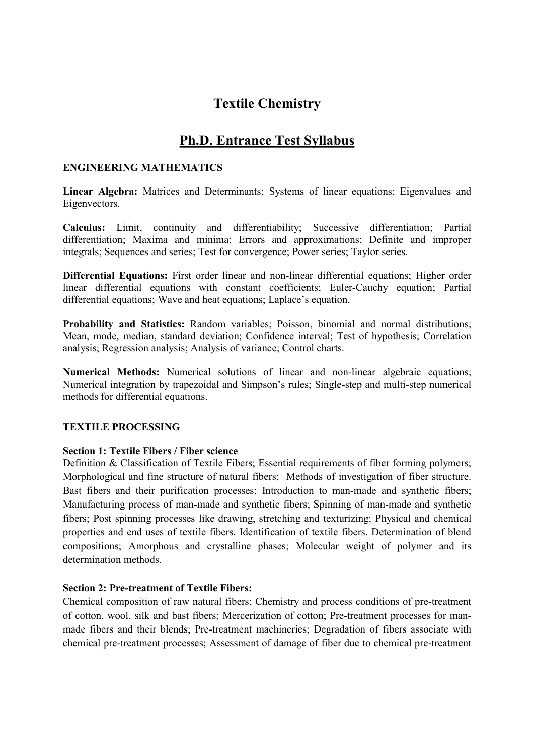# Textile Chemistry

## Ph.D. Entrance Test Syllabus

### ENGINEERING MATHEMATICS

**Linear Algebra:** Matrices and Determinants; Systems of linear equations; Eigenvalues and Eigenvectors.

**Calculus:** Limit, continuity and differentiability; Successive differentiation; Partial differentiation; Maxima and minima; Errors and approximations; Definite and improper integrals; Sequences and series; Test for convergence; Power series; Taylor series.

**Differential Equations:** First order linear and non-linear differential equations; Higher order linear differential equations with constant coefficients; Euler-Cauchy equation; Partial differential equations; Wave and heat equations; Laplace's equation.

**Probability and Statistics:** Random variables; Poisson, binomial and normal distributions; Mean, mode, median, standard deviation; Confidence interval; Test of hypothesis; Correlation analysis; Regression analysis; Analysis of variance; Control charts.

**Numerical Methods:** Numerical solutions of linear and non-linear algebraic equations; Numerical integration by trapezoidal and Simpson's rules; Single-step and multi-step numerical methods for differential equations.

### TEXTILE PROCESSING

#### Section 1: Textile Fibers / Fiber science

Definition & Classification of Textile Fibers; Essential requirements of fiber forming polymers; Morphological and fine structure of natural fibers; Methods of investigation of fiber structure. Bast fibers and their purification processes; Introduction to man-made and synthetic fibers; Manufacturing process of man-made and synthetic fibers; Spinning of man-made and synthetic fibers; Post spinning processes like drawing, stretching and texturizing; Physical and chemical properties and end uses of textile fibers. Identification of textile fibers. Determination of blend compositions; Amorphous and crystalline phases; Molecular weight of polymer and its determination methods.

#### Section 2: Pre-treatment of Textile Fibers:

Chemical composition of raw natural fibers; Chemistry and process conditions of pre-treatment of cotton, wool, silk and bast fibers; Mercerization of cotton; Pre-treatment processes for man-made fibers and their blends; Pre-treatment machineries; Degradation of fibers associate with chemical pre-treatment processes; Assessment of damage of fiber due to chemical pre-treatment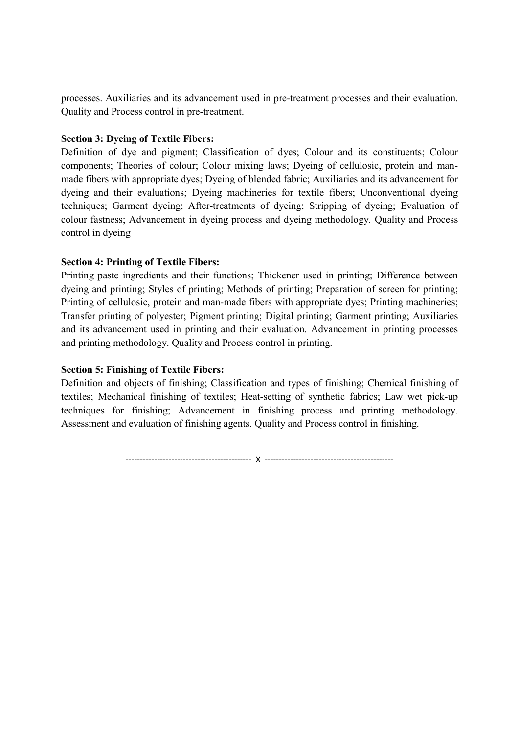processes. Auxiliaries and its advancement used in pre-treatment processes and their evaluation. Quality and Process control in pre-treatment.

**Section 3: Dyeing of Textile Fibers:**

Definition of dye and pigment; Classification of dyes; Colour and its constituents; Colour components; Theories of colour; Colour mixing laws; Dyeing of cellulosic, protein and man-made fibers with appropriate dyes; Dyeing of blended fabric; Auxiliaries and its advancement for dyeing and their evaluations; Dyeing machineries for textile fibers; Unconventional dyeing techniques; Garment dyeing; After-treatments of dyeing; Stripping of dyeing; Evaluation of colour fastness; Advancement in dyeing process and dyeing methodology. Quality and Process control in dyeing

**Section 4: Printing of Textile Fibers:**

Printing paste ingredients and their functions; Thickener used in printing; Difference between dyeing and printing; Styles of printing; Methods of printing; Preparation of screen for printing; Printing of cellulosic, protein and man-made fibers with appropriate dyes; Printing machineries; Transfer printing of polyester; Pigment printing; Digital printing; Garment printing; Auxiliaries and its advancement used in printing and their evaluation. Advancement in printing processes and printing methodology. Quality and Process control in printing.

**Section 5: Finishing of Textile Fibers:**

Definition and objects of finishing; Classification and types of finishing; Chemical finishing of textiles; Mechanical finishing of textiles; Heat-setting of synthetic fabrics; Law wet pick-up techniques for finishing; Advancement in finishing process and printing methodology. Assessment and evaluation of finishing agents. Quality and Process control in finishing.

------------------------------------------- X -------------------------------------------